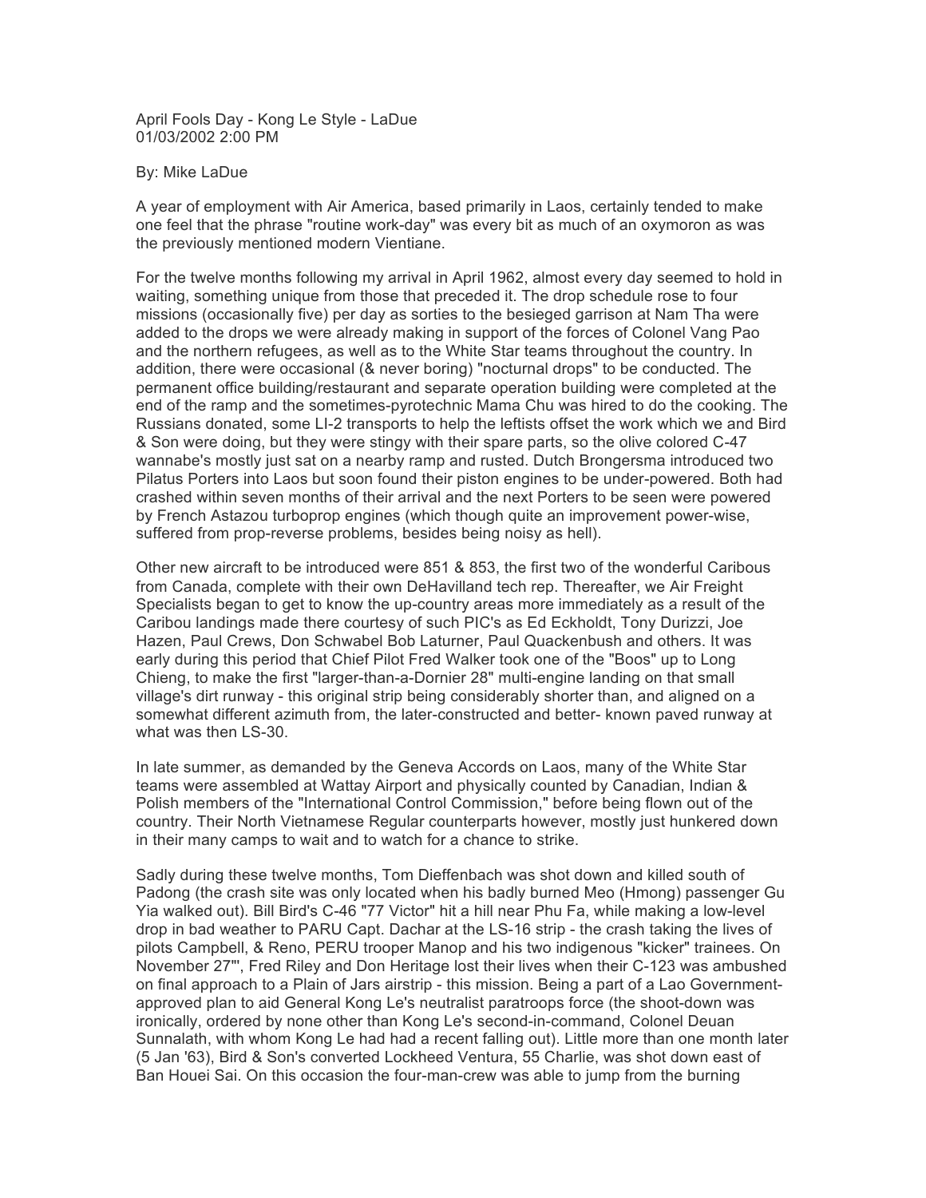April Fools Day - Kong Le Style - LaDue
01/03/2002 2:00 PM

By: Mike LaDue

A year of employment with Air America, based primarily in Laos, certainly tended to make one feel that the phrase "routine work-day" was every bit as much of an oxymoron as was the previously mentioned modern Vientiane.

For the twelve months following my arrival in April 1962, almost every day seemed to hold in waiting, something unique from those that preceded it. The drop schedule rose to four missions (occasionally five) per day as sorties to the besieged garrison at Nam Tha were added to the drops we were already making in support of the forces of Colonel Vang Pao and the northern refugees, as well as to the White Star teams throughout the country. In addition, there were occasional (& never boring) "nocturnal drops" to be conducted. The permanent office building/restaurant and separate operation building were completed at the end of the ramp and the sometimes-pyrotechnic Mama Chu was hired to do the cooking. The Russians donated, some LI-2 transports to help the leftists offset the work which we and Bird & Son were doing, but they were stingy with their spare parts, so the olive colored C-47 wannabe's mostly just sat on a nearby ramp and rusted. Dutch Brongersma introduced two Pilatus Porters into Laos but soon found their piston engines to be under-powered. Both had crashed within seven months of their arrival and the next Porters to be seen were powered by French Astazou turboprop engines (which though quite an improvement power-wise, suffered from prop-reverse problems, besides being noisy as hell).

Other new aircraft to be introduced were 851 & 853, the first two of the wonderful Caribous from Canada, complete with their own DeHavilland tech rep. Thereafter, we Air Freight Specialists began to get to know the up-country areas more immediately as a result of the Caribou landings made there courtesy of such PIC's as Ed Eckholdt, Tony Durizzi, Joe Hazen, Paul Crews, Don Schwabel Bob Laturner, Paul Quackenbush and others. It was early during this period that Chief Pilot Fred Walker took one of the "Boos" up to Long Chieng, to make the first "larger-than-a-Dornier 28" multi-engine landing on that small village's dirt runway - this original strip being considerably shorter than, and aligned on a somewhat different azimuth from, the later-constructed and better- known paved runway at what was then LS-30.

In late summer, as demanded by the Geneva Accords on Laos, many of the White Star teams were assembled at Wattay Airport and physically counted by Canadian, Indian & Polish members of the "International Control Commission," before being flown out of the country. Their North Vietnamese Regular counterparts however, mostly just hunkered down in their many camps to wait and to watch for a chance to strike.

Sadly during these twelve months, Tom Dieffenbach was shot down and killed south of Padong (the crash site was only located when his badly burned Meo (Hmong) passenger Gu Yia walked out). Bill Bird's C-46 "77 Victor" hit a hill near Phu Fa, while making a low-level drop in bad weather to PARU Capt. Dachar at the LS-16 strip - the crash taking the lives of pilots Campbell, & Reno, PERU trooper Manop and his two indigenous "kicker" trainees. On November 27"', Fred Riley and Don Heritage lost their lives when their C-123 was ambushed on final approach to a Plain of Jars airstrip - this mission. Being a part of a Lao Government-approved plan to aid General Kong Le's neutralist paratroops force (the shoot-down was ironically, ordered by none other than Kong Le's second-in-command, Colonel Deuan Sunnalath, with whom Kong Le had had a recent falling out). Little more than one month later (5 Jan '63), Bird & Son's converted Lockheed Ventura, 55 Charlie, was shot down east of Ban Houei Sai. On this occasion the four-man-crew was able to jump from the burning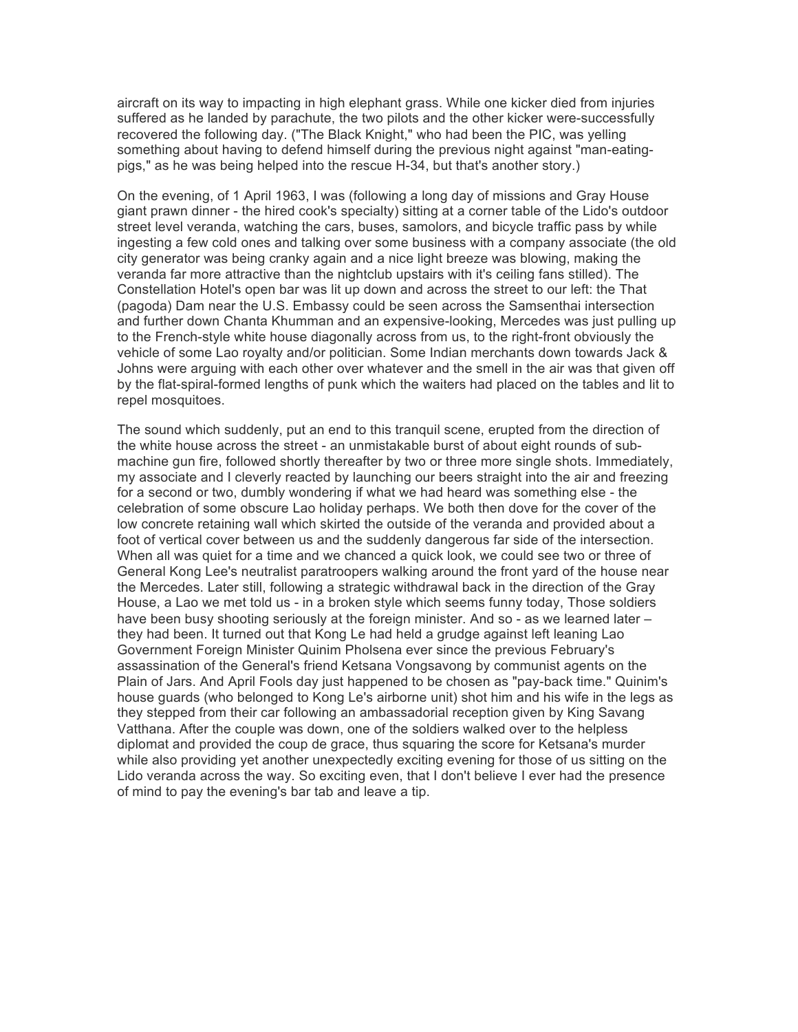aircraft on its way to impacting in high elephant grass. While one kicker died from injuries suffered as he landed by parachute, the two pilots and the other kicker were-successfully recovered the following day. ("The Black Knight," who had been the PIC, was yelling something about having to defend himself during the previous night against "man-eating-pigs," as he was being helped into the rescue H-34, but that's another story.)

On the evening, of 1 April 1963, I was (following a long day of missions and Gray House giant prawn dinner - the hired cook's specialty) sitting at a corner table of the Lido's outdoor street level veranda, watching the cars, buses, samolors, and bicycle traffic pass by while ingesting a few cold ones and talking over some business with a company associate (the old city generator was being cranky again and a nice light breeze was blowing, making the veranda far more attractive than the nightclub upstairs with it's ceiling fans stilled). The Constellation Hotel's open bar was lit up down and across the street to our left: the That (pagoda) Dam near the U.S. Embassy could be seen across the Samsenthai intersection and further down Chanta Khumman and an expensive-looking, Mercedes was just pulling up to the French-style white house diagonally across from us, to the right-front obviously the vehicle of some Lao royalty and/or politician. Some Indian merchants down towards Jack & Johns were arguing with each other over whatever and the smell in the air was that given off by the flat-spiral-formed lengths of punk which the waiters had placed on the tables and lit to repel mosquitoes.

The sound which suddenly, put an end to this tranquil scene, erupted from the direction of the white house across the street - an unmistakable burst of about eight rounds of sub-machine gun fire, followed shortly thereafter by two or three more single shots. Immediately, my associate and I cleverly reacted by launching our beers straight into the air and freezing for a second or two, dumbly wondering if what we had heard was something else - the celebration of some obscure Lao holiday perhaps. We both then dove for the cover of the low concrete retaining wall which skirted the outside of the veranda and provided about a foot of vertical cover between us and the suddenly dangerous far side of the intersection. When all was quiet for a time and we chanced a quick look, we could see two or three of General Kong Lee's neutralist paratroopers walking around the front yard of the house near the Mercedes. Later still, following a strategic withdrawal back in the direction of the Gray House, a Lao we met told us - in a broken style which seems funny today, Those soldiers have been busy shooting seriously at the foreign minister. And so - as we learned later – they had been. It turned out that Kong Le had held a grudge against left leaning Lao Government Foreign Minister Quinim Pholsena ever since the previous February's assassination of the General's friend Ketsana Vongsavong by communist agents on the Plain of Jars. And April Fools day just happened to be chosen as "pay-back time." Quinim's house guards (who belonged to Kong Le's airborne unit) shot him and his wife in the legs as they stepped from their car following an ambassadorial reception given by King Savang Vatthana. After the couple was down, one of the soldiers walked over to the helpless diplomat and provided the coup de grace, thus squaring the score for Ketsana's murder while also providing yet another unexpectedly exciting evening for those of us sitting on the Lido veranda across the way. So exciting even, that I don't believe I ever had the presence of mind to pay the evening's bar tab and leave a tip.